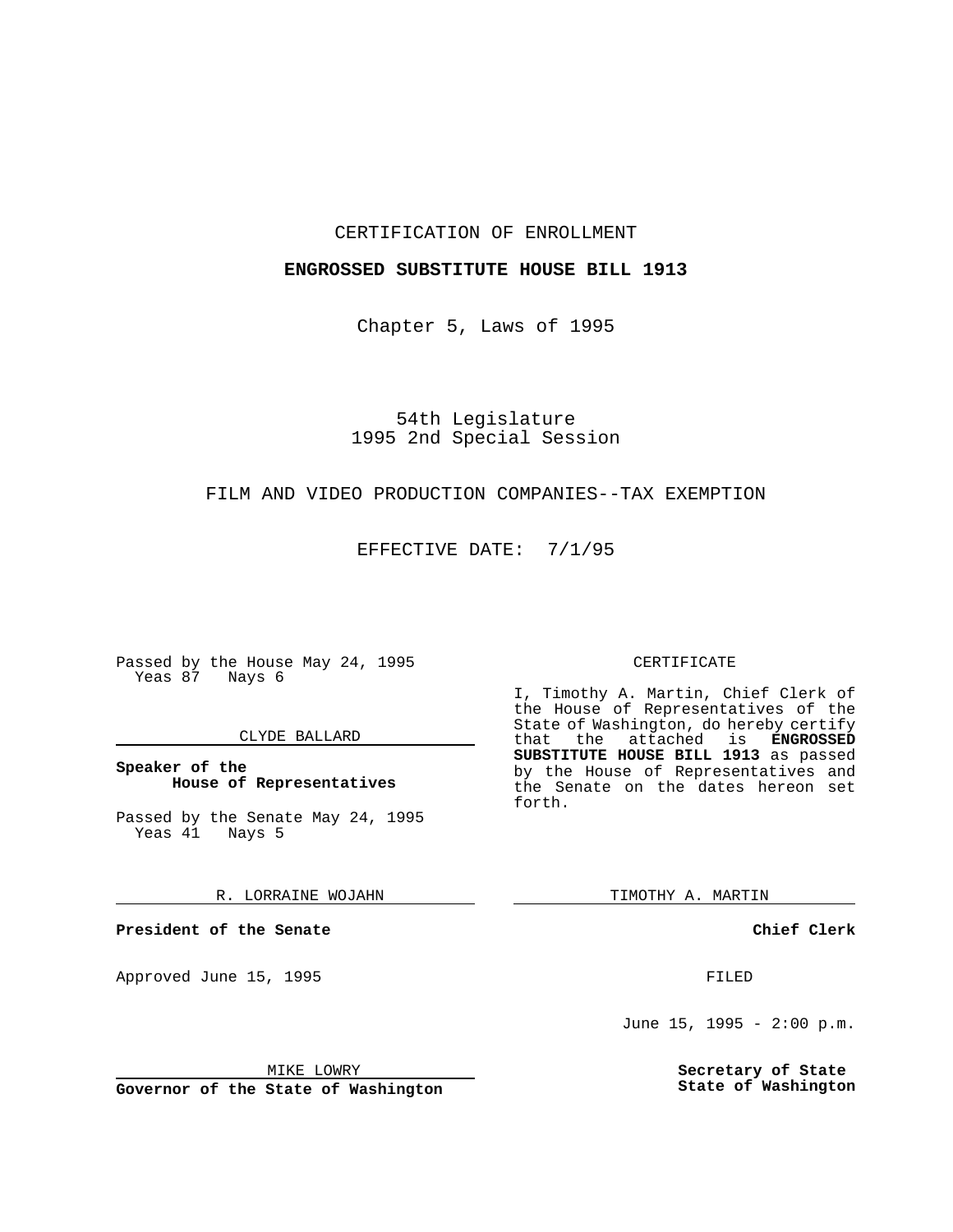CERTIFICATION OF ENROLLMENT

**ENGROSSED SUBSTITUTE HOUSE BILL 1913**

Chapter 5, Laws of 1995

54th Legislature
1995 2nd Special Session

FILM AND VIDEO PRODUCTION COMPANIES--TAX EXEMPTION

EFFECTIVE DATE: 7/1/95

Passed by the House May 24, 1995
Yeas 87 Nays 6

CLYDE BALLARD

**Speaker of the House of Representatives**

Passed by the Senate May 24, 1995
Yeas 41 Nays 5

R. LORRAINE WOJAHN

**President of the Senate**

Approved June 15, 1995

MIKE LOWRY

**Governor of the State of Washington**

CERTIFICATE

I, Timothy A. Martin, Chief Clerk of the House of Representatives of the State of Washington, do hereby certify that the attached is **ENGROSSED SUBSTITUTE HOUSE BILL 1913** as passed by the House of Representatives and the Senate on the dates hereon set forth.

TIMOTHY A. MARTIN

**Chief Clerk**

FILED

June 15, 1995 - 2:00 p.m.

**Secretary of State**
**State of Washington**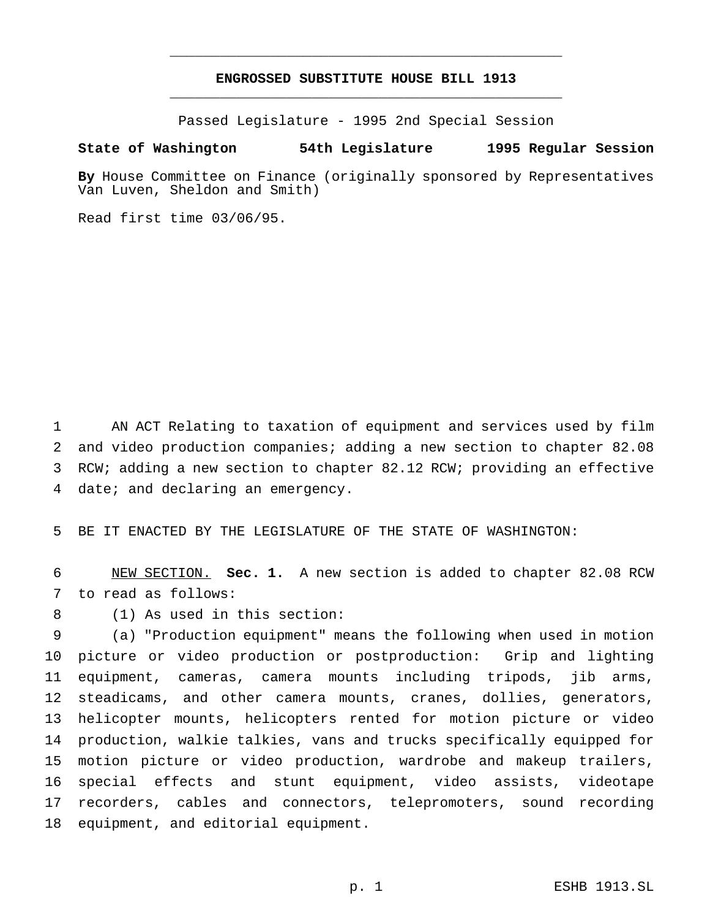# ENGROSSED SUBSTITUTE HOUSE BILL 1913

Passed Legislature - 1995 2nd Special Session

**State of Washington 54th Legislature 1995 Regular Session**

**By** House Committee on Finance (originally sponsored by Representatives Van Luven, Sheldon and Smith)

Read first time 03/06/95.

AN ACT Relating to taxation of equipment and services used by film and video production companies; adding a new section to chapter 82.08 RCW; adding a new section to chapter 82.12 RCW; providing an effective date; and declaring an emergency.

BE IT ENACTED BY THE LEGISLATURE OF THE STATE OF WASHINGTON:

NEW SECTION. **Sec. 1.** A new section is added to chapter 82.08 RCW to read as follows:

(1) As used in this section:

(a) "Production equipment" means the following when used in motion picture or video production or postproduction: Grip and lighting equipment, cameras, camera mounts including tripods, jib arms, steadicams, and other camera mounts, cranes, dollies, generators, helicopter mounts, helicopters rented for motion picture or video production, walkie talkies, vans and trucks specifically equipped for motion picture or video production, wardrobe and makeup trailers, special effects and stunt equipment, video assists, videotape recorders, cables and connectors, telepromoters, sound recording equipment, and editorial equipment.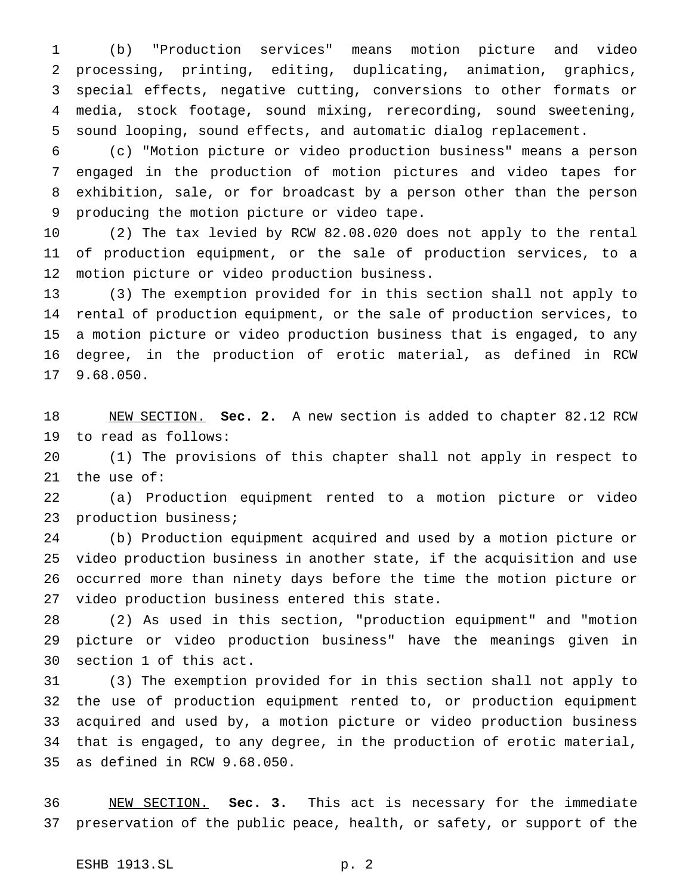(b) "Production services" means motion picture and video processing, printing, editing, duplicating, animation, graphics, special effects, negative cutting, conversions to other formats or media, stock footage, sound mixing, rerecording, sound sweetening, sound looping, sound effects, and automatic dialog replacement.

(c) "Motion picture or video production business" means a person engaged in the production of motion pictures and video tapes for exhibition, sale, or for broadcast by a person other than the person producing the motion picture or video tape.

(2) The tax levied by RCW 82.08.020 does not apply to the rental of production equipment, or the sale of production services, to a motion picture or video production business.

(3) The exemption provided for in this section shall not apply to rental of production equipment, or the sale of production services, to a motion picture or video production business that is engaged, to any degree, in the production of erotic material, as defined in RCW 9.68.050.

NEW SECTION. **Sec. 2.** A new section is added to chapter 82.12 RCW to read as follows:

(1) The provisions of this chapter shall not apply in respect to the use of:

(a) Production equipment rented to a motion picture or video production business;

(b) Production equipment acquired and used by a motion picture or video production business in another state, if the acquisition and use occurred more than ninety days before the time the motion picture or video production business entered this state.

(2) As used in this section, "production equipment" and "motion picture or video production business" have the meanings given in section 1 of this act.

(3) The exemption provided for in this section shall not apply to the use of production equipment rented to, or production equipment acquired and used by, a motion picture or video production business that is engaged, to any degree, in the production of erotic material, as defined in RCW 9.68.050.

NEW SECTION. **Sec. 3.** This act is necessary for the immediate preservation of the public peace, health, or safety, or support of the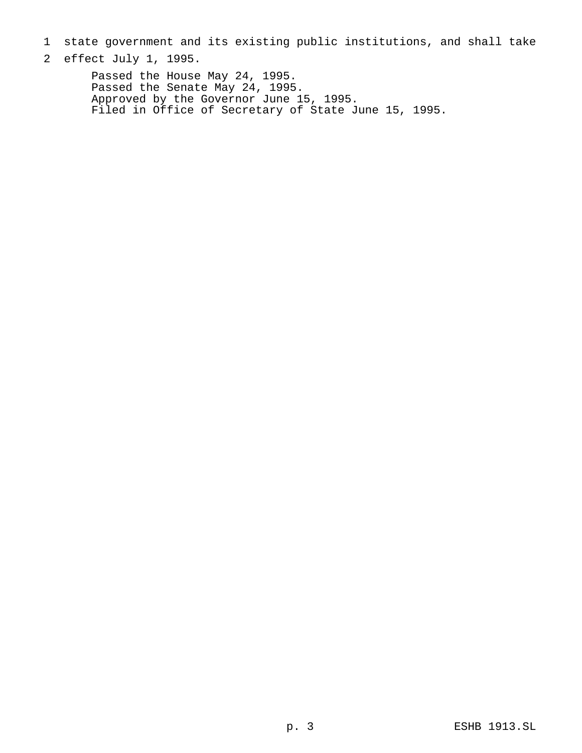state government and its existing public institutions, and shall take effect July 1, 1995.

Passed the House May 24, 1995.
Passed the Senate May 24, 1995.
Approved by the Governor June 15, 1995.
Filed in Office of Secretary of State June 15, 1995.